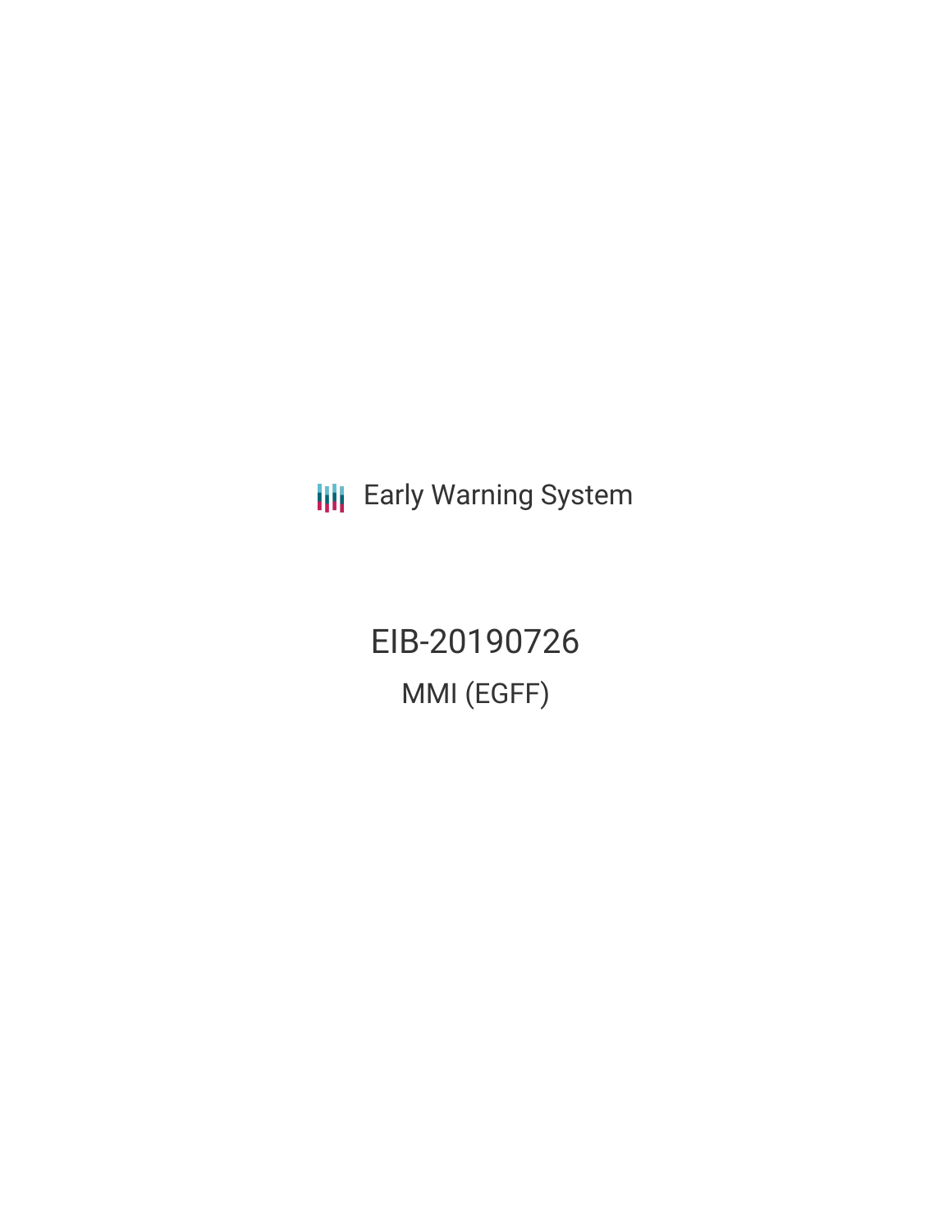Early Warning System

# EIB-20190726

## MMI (EGFF)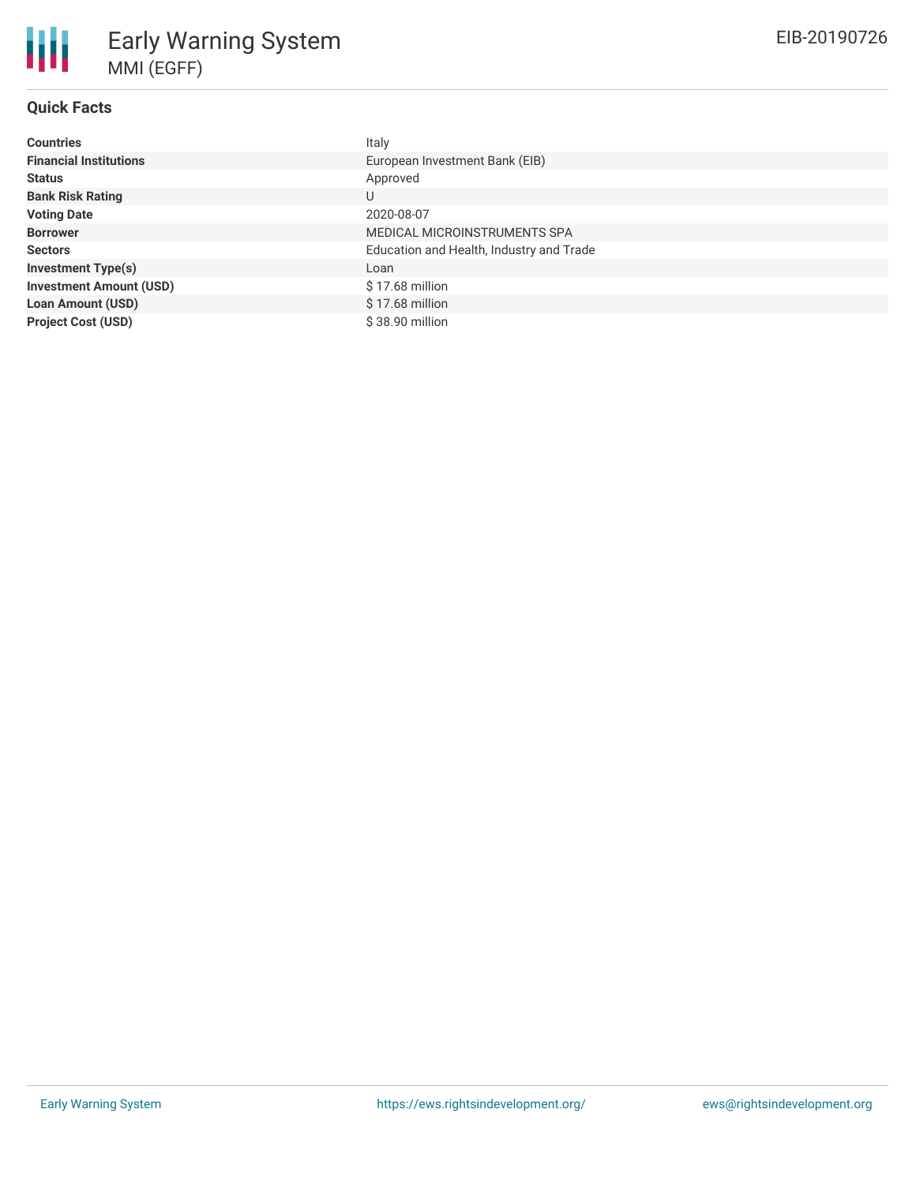# Early Warning System

MMI (EGFF)

EIB-20190726

## Quick Facts

| | |
|---|---|
| **Countries** | Italy |
| **Financial Institutions** | European Investment Bank (EIB) |
| **Status** | Approved |
| **Bank Risk Rating** | U |
| **Voting Date** | 2020-08-07 |
| **Borrower** | MEDICAL MICROINSTRUMENTS SPA |
| **Sectors** | Education and Health, Industry and Trade |
| **Investment Type(s)** | Loan |
| **Investment Amount (USD)** | $ 17.68 million |
| **Loan Amount (USD)** | $ 17.68 million |
| **Project Cost (USD)** | $ 38.90 million |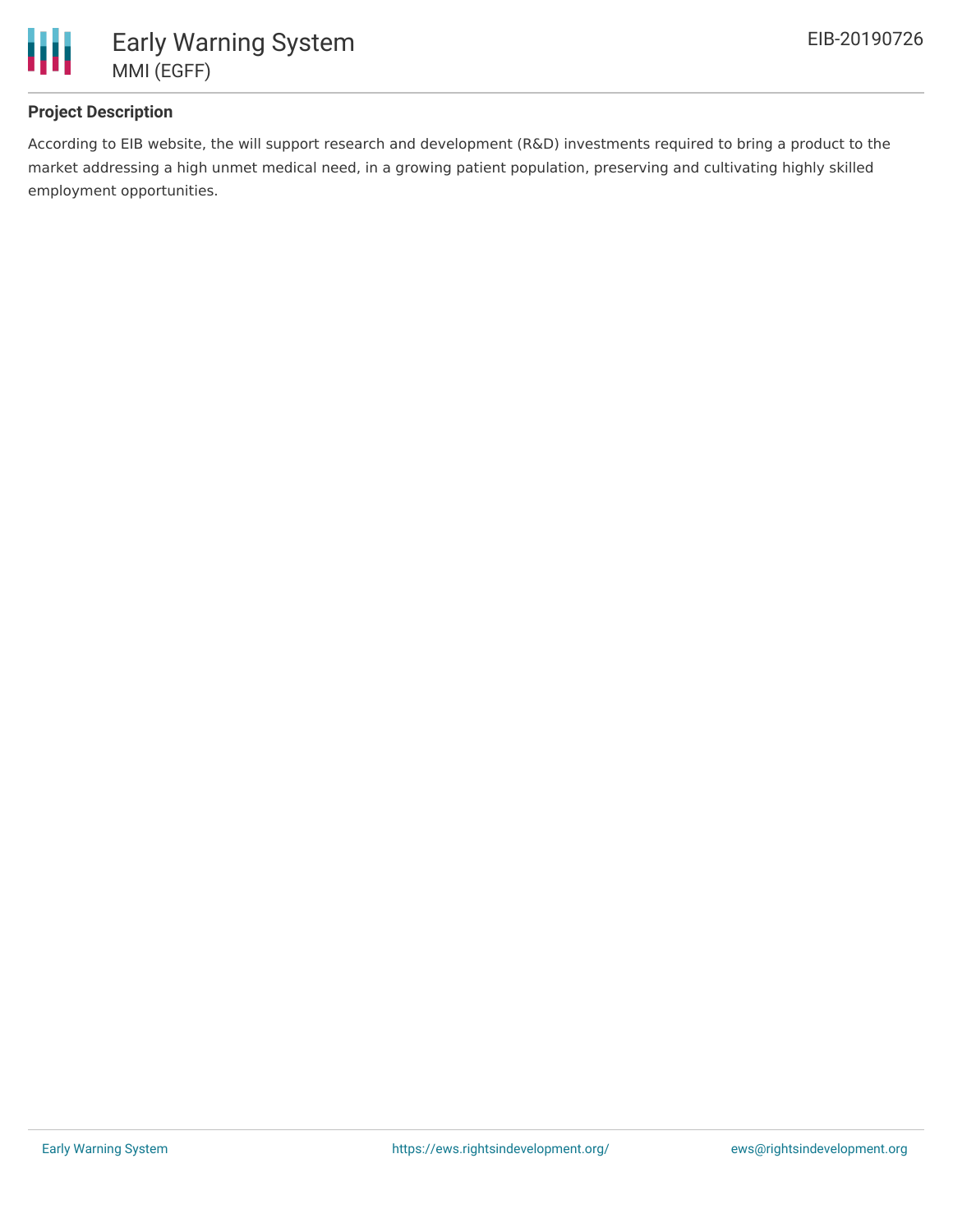### Project Description

According to EIB website, the will support research and development (R&D) investments required to bring a product to the market addressing a high unmet medical need, in a growing patient population, preserving and cultivating highly skilled employment opportunities.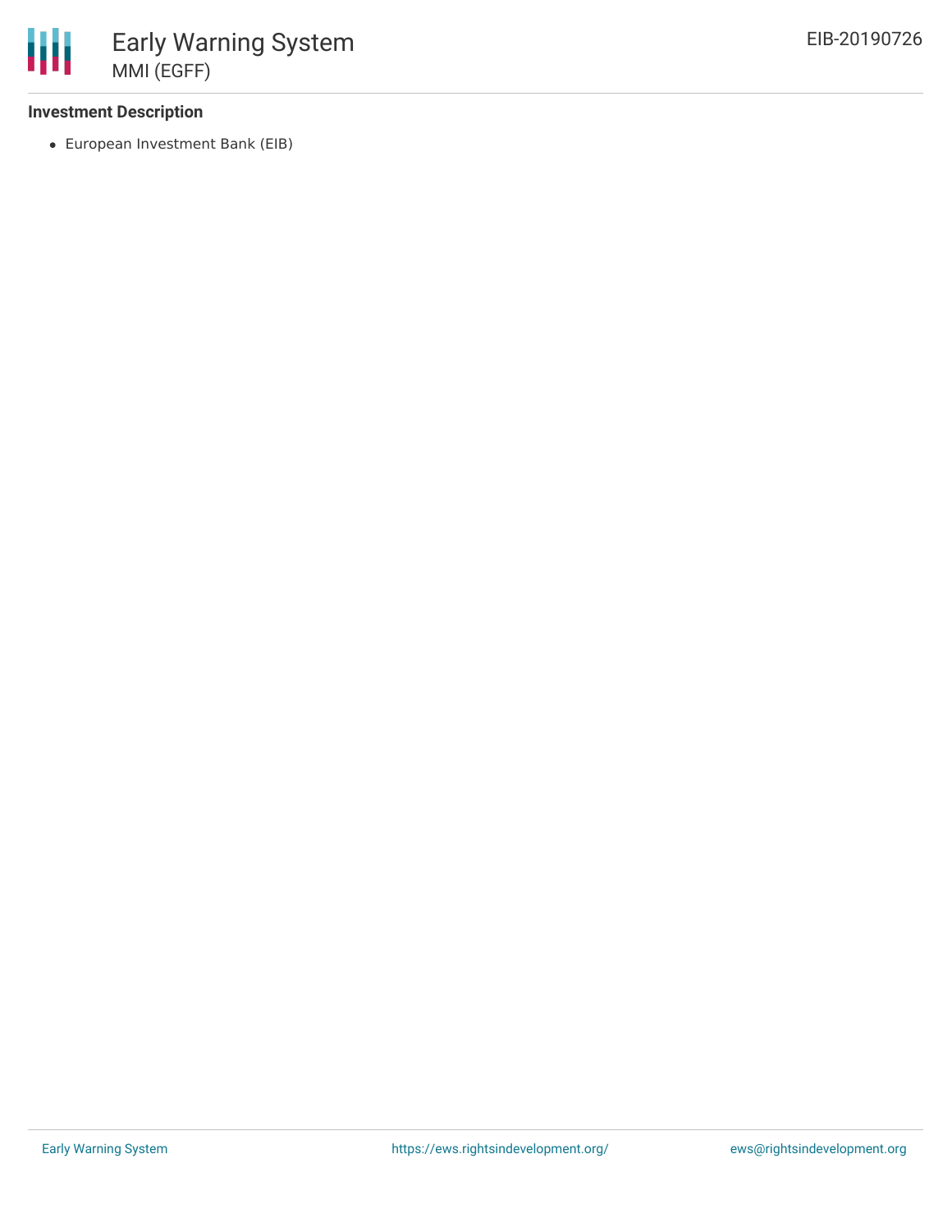**Investment Description**

- European Investment Bank (EIB)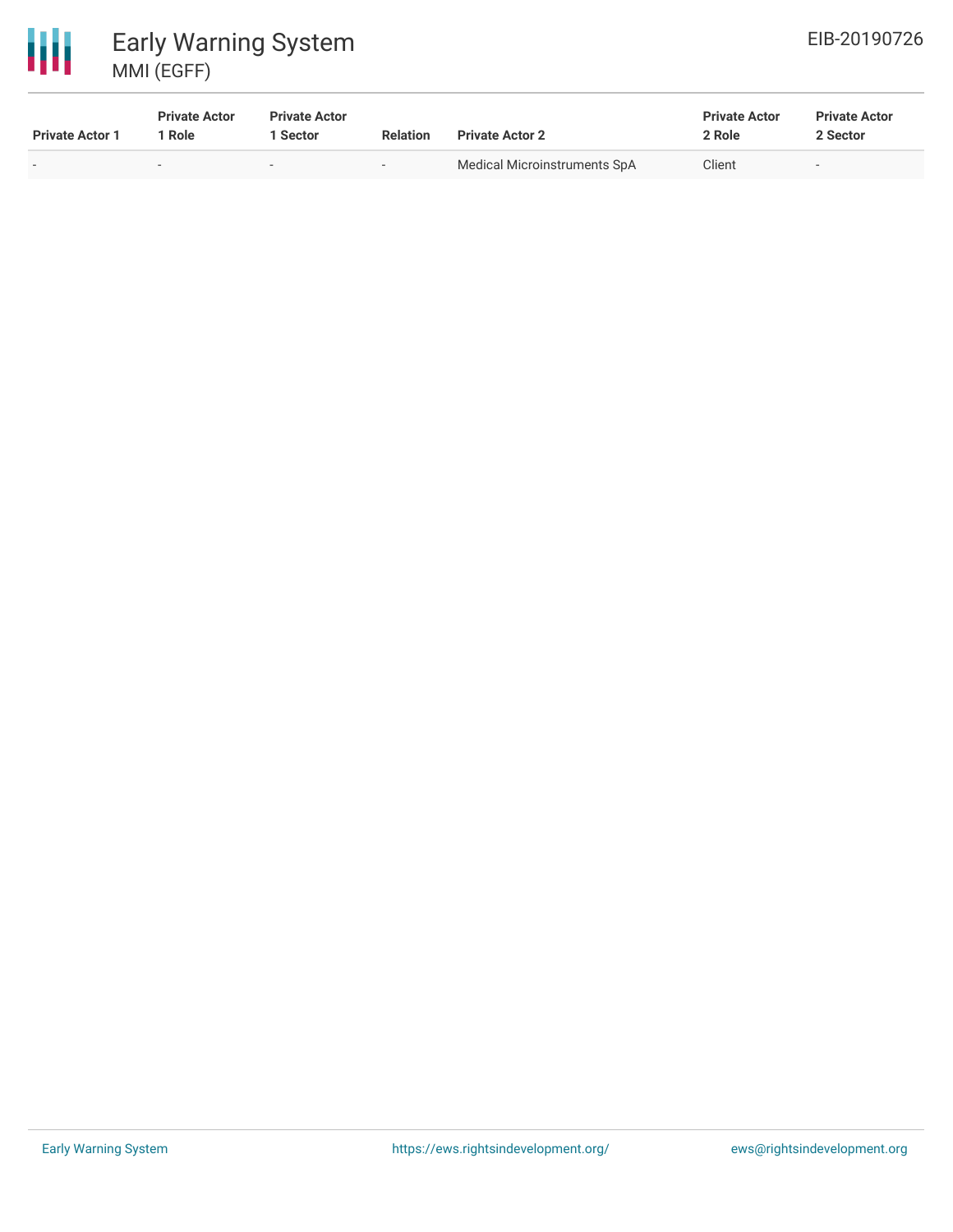| Private Actor 1 | Private Actor 1 Role | Private Actor 1 Sector | Relation | Private Actor 2 | Private Actor 2 Role | Private Actor 2 Sector |
|---|---|---|---|---|---|---|
| - | - | - | - | Medical Microinstruments SpA | Client | - |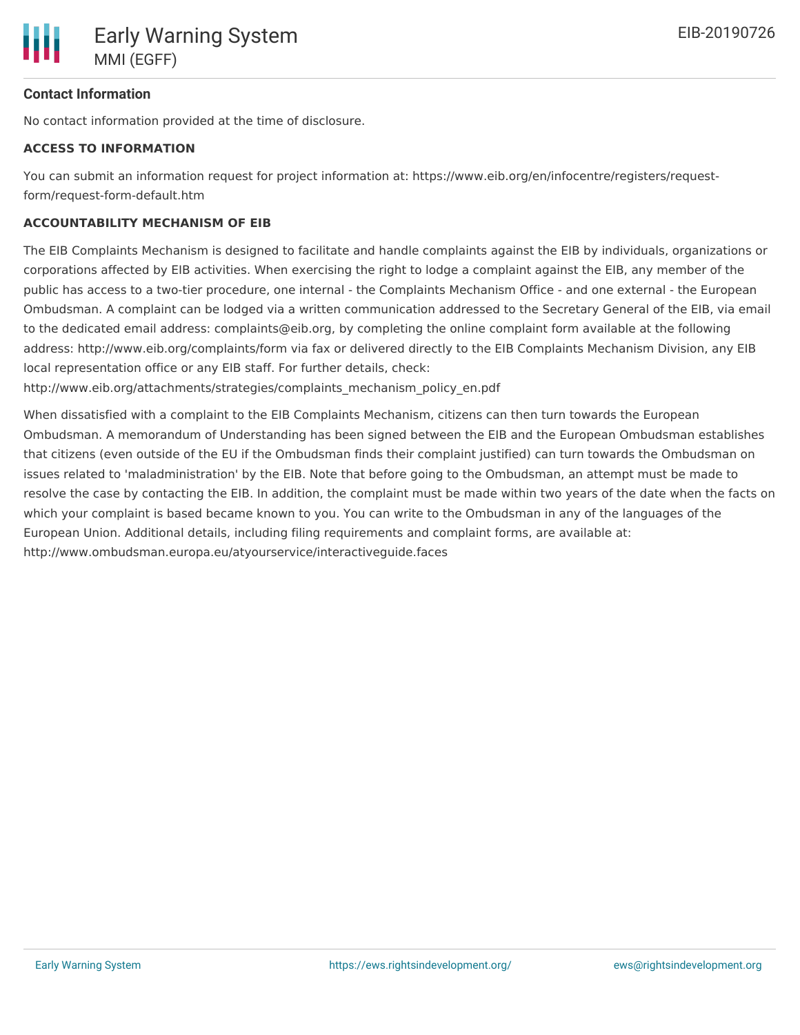### Contact Information

No contact information provided at the time of disclosure.

#### ACCESS TO INFORMATION

You can submit an information request for project information at: https://www.eib.org/en/infocentre/registers/request-form/request-form-default.htm

#### ACCOUNTABILITY MECHANISM OF EIB

The EIB Complaints Mechanism is designed to facilitate and handle complaints against the EIB by individuals, organizations or corporations affected by EIB activities. When exercising the right to lodge a complaint against the EIB, any member of the public has access to a two-tier procedure, one internal - the Complaints Mechanism Office - and one external - the European Ombudsman. A complaint can be lodged via a written communication addressed to the Secretary General of the EIB, via email to the dedicated email address: complaints@eib.org, by completing the online complaint form available at the following address: http://www.eib.org/complaints/form via fax or delivered directly to the EIB Complaints Mechanism Division, any EIB local representation office or any EIB staff. For further details, check: http://www.eib.org/attachments/strategies/complaints_mechanism_policy_en.pdf

When dissatisfied with a complaint to the EIB Complaints Mechanism, citizens can then turn towards the European Ombudsman. A memorandum of Understanding has been signed between the EIB and the European Ombudsman establishes that citizens (even outside of the EU if the Ombudsman finds their complaint justified) can turn towards the Ombudsman on issues related to 'maladministration' by the EIB. Note that before going to the Ombudsman, an attempt must be made to resolve the case by contacting the EIB. In addition, the complaint must be made within two years of the date when the facts on which your complaint is based became known to you. You can write to the Ombudsman in any of the languages of the European Union. Additional details, including filing requirements and complaint forms, are available at: http://www.ombudsman.europa.eu/atyourservice/interactiveguide.faces